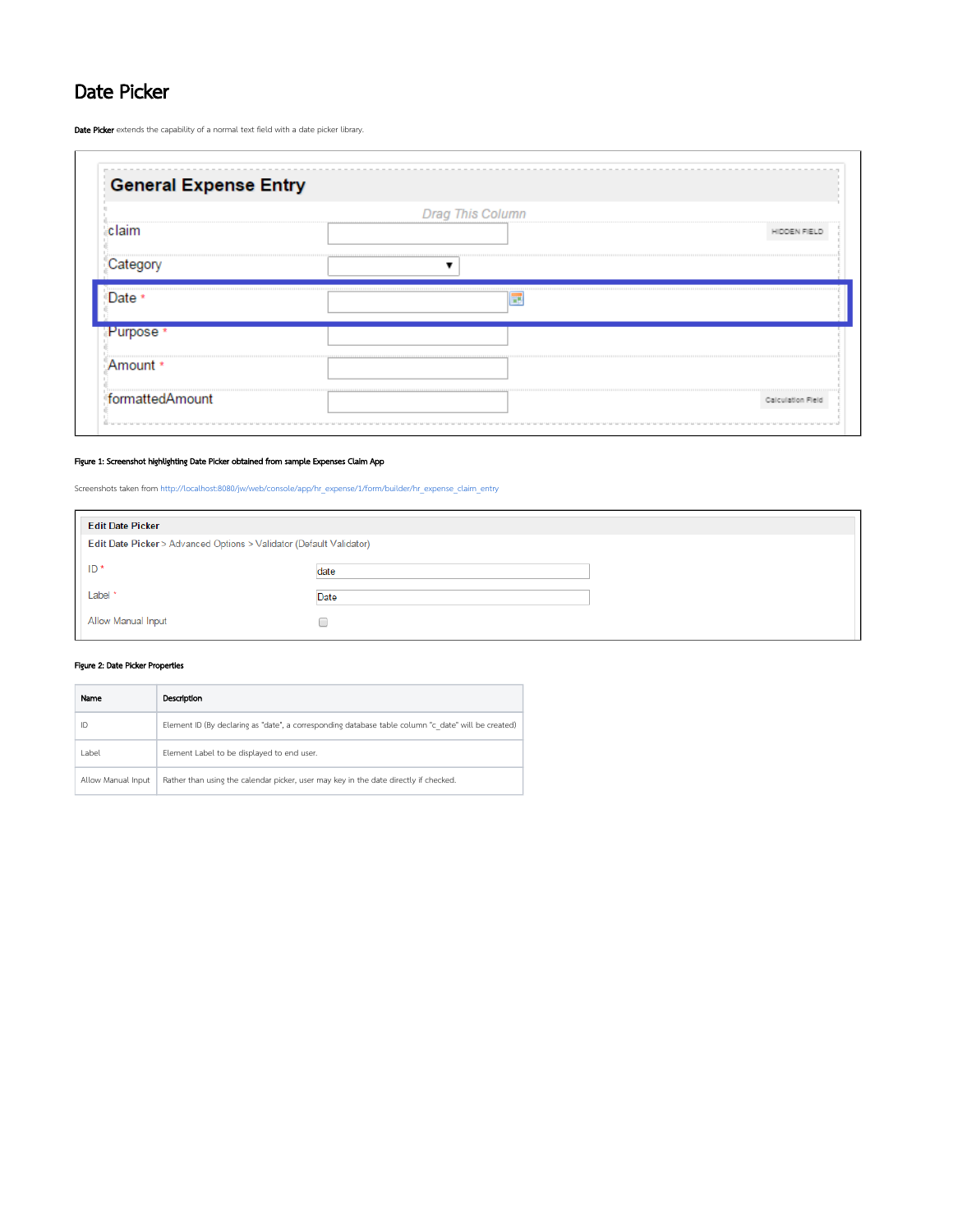# Date Picker

**Date Picker** extends the capability of a normal text field with a date picker library.

**Figure 1: Screenshot highlighting Date Picker obtained from sample Expenses Claim App**

Screenshots taken from http://localhost:8080/jw/web/console/app/hr_expense/1/form/builder/hr_expense_claim_entry

**Figure 2: Date Picker Properties**

| Name | Description |
| --- | --- |
| ID | Element ID (By declaring as "date", a corresponding database table column "c_date" will be created) |
| Label | Element Label to be displayed to end user. |
| Allow Manual Input | Rather than using the calendar picker, user may key in the date directly if checked. |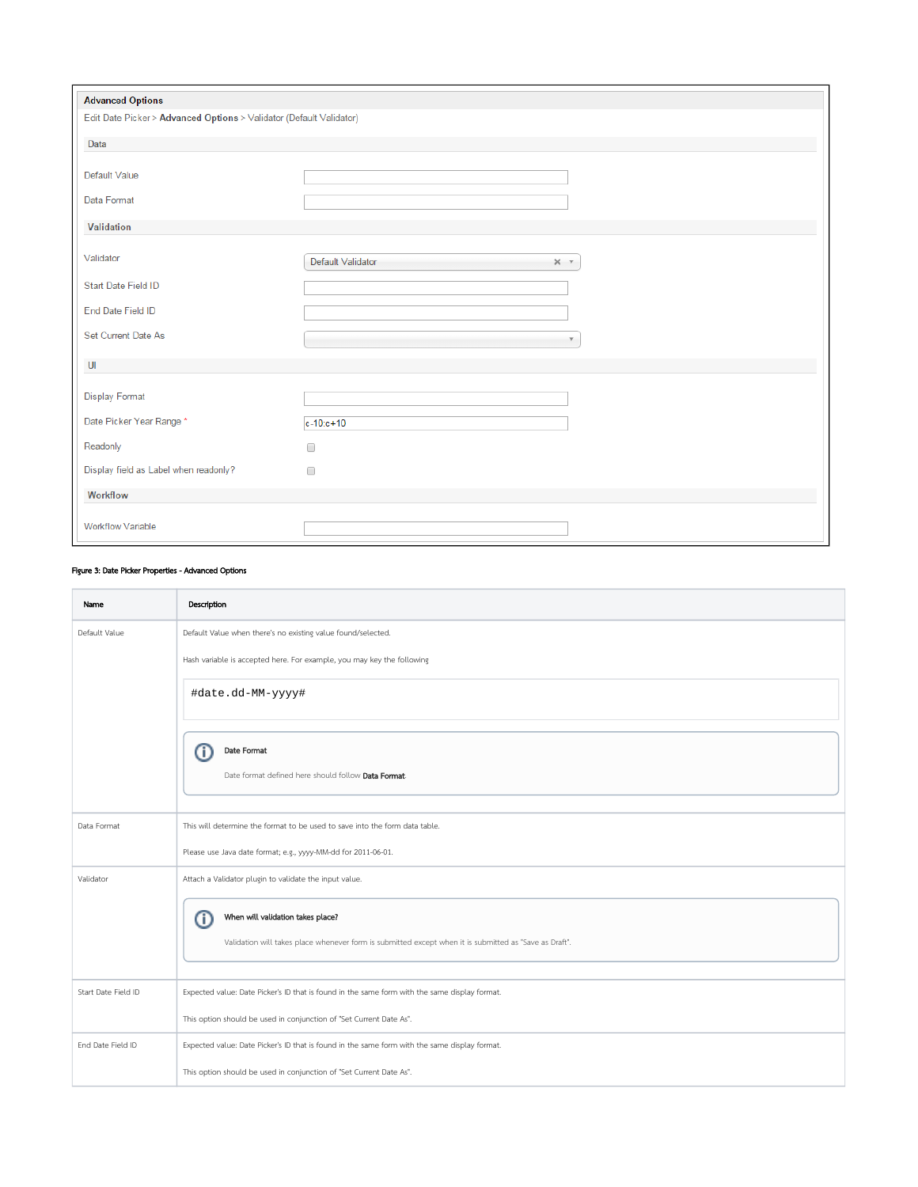**Advanced Options**

Edit Date Picker > **Advanced Options** > Validator (Default Validator)

Data

| | |
|---|---|
| Default Value | |
| Data Format | |

**Validation**

| | |
|---|---|
| Validator | Default Validator |
| Start Date Field ID | |
| End Date Field ID | |
| Set Current Date As | |

UI

| | |
|---|---|
| Display Format | |
| Date Picker Year Range * | c-10:c+10 |
| Readonly | ☐ |
| Display field as Label when readonly? | ☐ |

**Workflow**

| | |
|---|---|
| Workflow Variable | |

**Figure 3: Date Picker Properties - Advanced Options**

| Name | Description |
|---|---|
| Default Value | Default Value when there's no existing value found/selected.<br><br>Hash variable is accepted here. For example, you may key the following<br><br>`#date.dd-MM-yyyy#`<br><br>**Date Format**<br><br>Date format defined here should follow **Data Format**. |
| Data Format | This will determine the format to be used to save into the form data table.<br><br>Please use Java date format; e.g., yyyy-MM-dd for 2011-06-01. |
| Validator | Attach a Validator plugin to validate the input value.<br><br>**When will validation takes place?**<br><br>Validation will takes place whenever form is submitted except when it is submitted as "Save as Draft". |
| Start Date Field ID | Expected value: Date Picker's ID that is found in the same form with the same display format.<br><br>This option should be used in conjunction of "Set Current Date As". |
| End Date Field ID | Expected value: Date Picker's ID that is found in the same form with the same display format.<br><br>This option should be used in conjunction of "Set Current Date As". |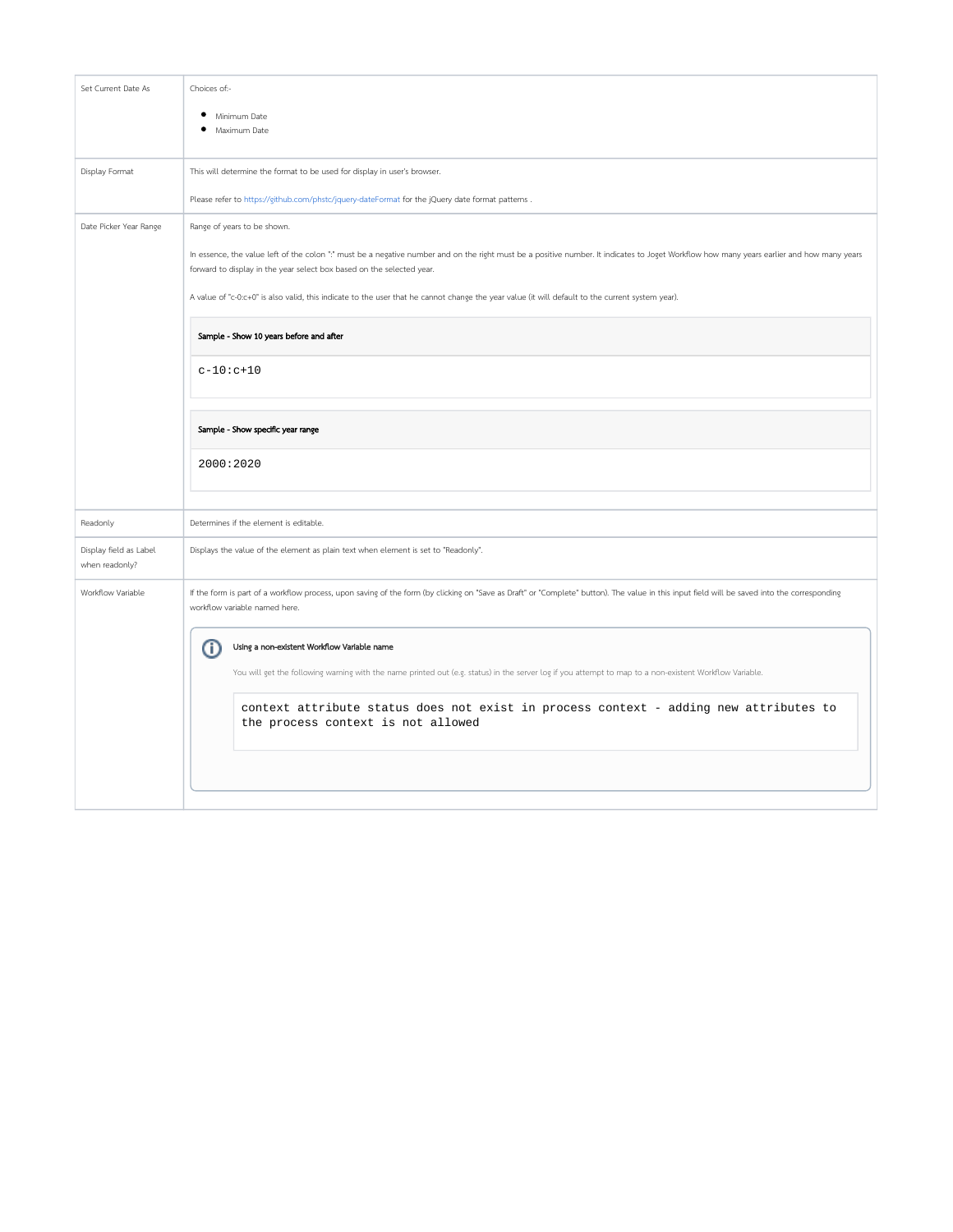| | |
|---|---|
| Set Current Date As | Choices of:-<br><br>• Minimum Date<br>• Maximum Date |
| Display Format | This will determine the format to be used for display in user's browser.<br><br>Please refer to https://github.com/phstc/jquery-dateFormat for the jQuery date format patterns . |
| Date Picker Year Range | Range of years to be shown.<br><br>In essence, the value left of the colon ":" must be a negative number and on the right must be a positive number. It indicates to Joget Workflow how many years earlier and how many years forward to display in the year select box based on the selected year.<br><br>A value of "c-0:c+0" is also valid, this indicate to the user that he cannot change the year value (it will default to the current system year).<br><br>**Sample - Show 10 years before and after**<br><br>`c-10:c+10`<br><br>**Sample - Show specific year range**<br><br>`2000:2020` |
| Readonly | Determines if the element is editable. |
| Display field as Label when readonly? | Displays the value of the element as plain text when element is set to "Readonly". |
| Workflow Variable | If the form is part of a workflow process, upon saving of the form (by clicking on "Save as Draft" or "Complete" button). The value in this input field will be saved into the corresponding workflow variable named here.<br><br>**Using a non-existent Workflow Variable name**<br><br>You will get the following warning with the name printed out (e.g. status) in the server log if you attempt to map to a non-existent Workflow Variable.<br><br>`context attribute status does not exist in process context - adding new attributes to the process context is not allowed` |